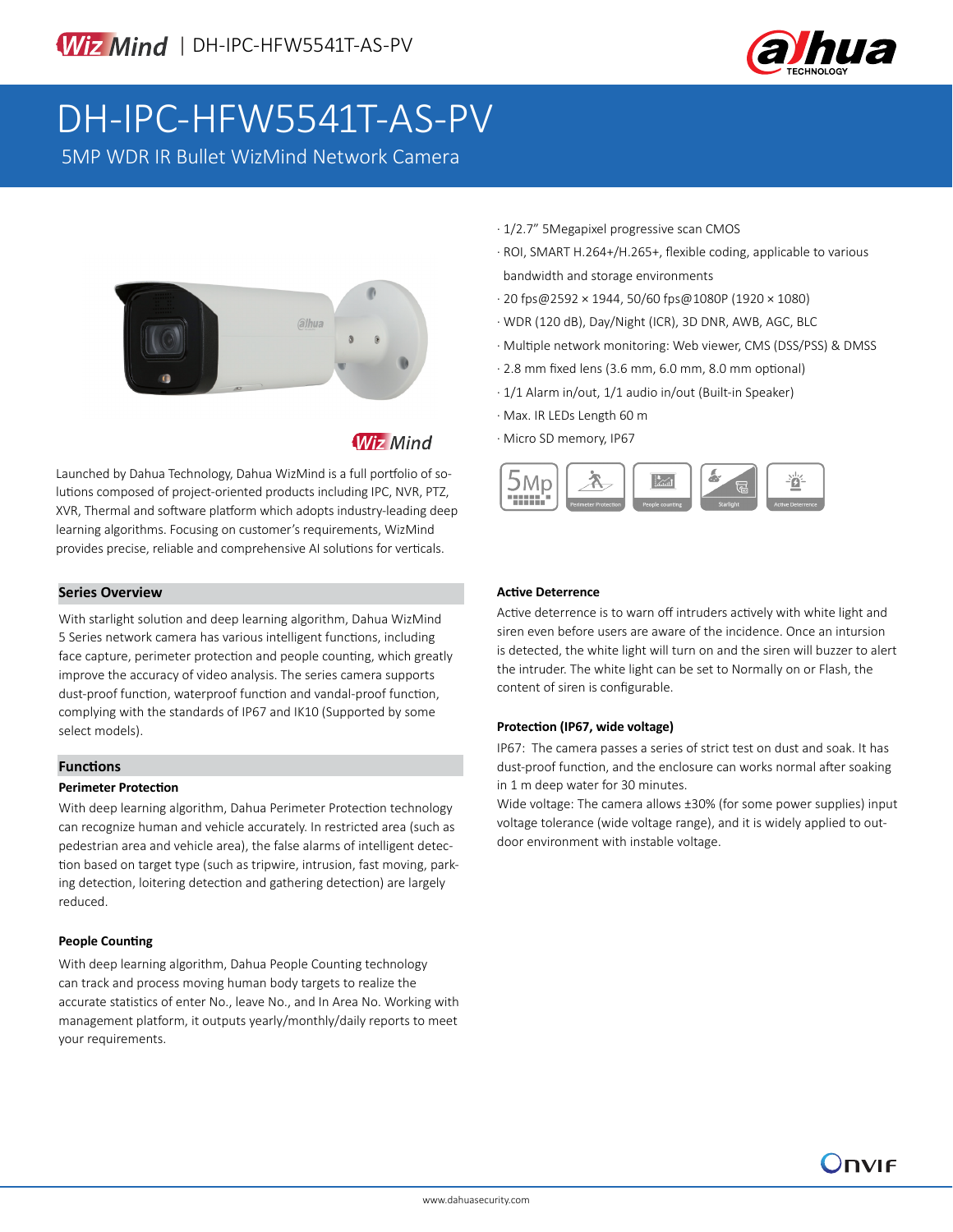# DH-IPC-HFW5541T-AS-PV

## 5MP WDR IR Bullet WizMind Network Camera

- 1/2.7" 5Megapixel progressive scan CMOS
- ROI, SMART H.264+/H.265+, flexible coding, applicable to various bandwidth and storage environments
- 20 fps@2592 × 1944, 50/60 fps@1080P (1920 × 1080)
- WDR (120 dB), Day/Night (ICR), 3D DNR, AWB, AGC, BLC
- Multiple network monitoring: Web viewer, CMS (DSS/PSS) & DMSS
- 2.8 mm fixed lens (3.6 mm, 6.0 mm, 8.0 mm optional)
- 1/1 Alarm in/out, 1/1 audio in/out (Built-in Speaker)
- Max. IR LEDs Length 60 m
- Micro SD memory, IP67

5Mp | Perimeter Protection | People counting | Starlight | Active Deterrence

Launched by Dahua Technology, Dahua WizMind is a full portfolio of solutions composed of project-oriented products including IPC, NVR, PTZ, XVR, Thermal and software platform which adopts industry-leading deep learning algorithms. Focusing on customer's requirements, WizMind provides precise, reliable and comprehensive AI solutions for verticals.

### Series Overview

With starlight solution and deep learning algorithm, Dahua WizMind 5 Series network camera has various intelligent functions, including face capture, perimeter protection and people counting, which greatly improve the accuracy of video analysis. The series camera supports dust-proof function, waterproof function and vandal-proof function, complying with the standards of IP67 and IK10 (Supported by some select models).

### Functions

#### Perimeter Protection

With deep learning algorithm, Dahua Perimeter Protection technology can recognize human and vehicle accurately. In restricted area (such as pedestrian area and vehicle area), the false alarms of intelligent detection based on target type (such as tripwire, intrusion, fast moving, parking detection, loitering detection and gathering detection) are largely reduced.

#### People Counting

With deep learning algorithm, Dahua People Counting technology can track and process moving human body targets to realize the accurate statistics of enter No., leave No., and In Area No. Working with management platform, it outputs yearly/monthly/daily reports to meet your requirements.

#### Active Deterrence

Active deterrence is to warn off intruders actively with white light and siren even before users are aware of the incidence. Once an intrusion is detected, the white light will turn on and the siren will buzzer to alert the intruder. The white light can be set to Normally on or Flash, the content of siren is configurable.

#### Protection (IP67, wide voltage)

IP67: The camera passes a series of strict test on dust and soak. It has dust-proof function, and the enclosure can works normal after soaking in 1 m deep water for 30 minutes.

Wide voltage: The camera allows ±30% (for some power supplies) input voltage tolerance (wide voltage range), and it is widely applied to outdoor environment with instable voltage.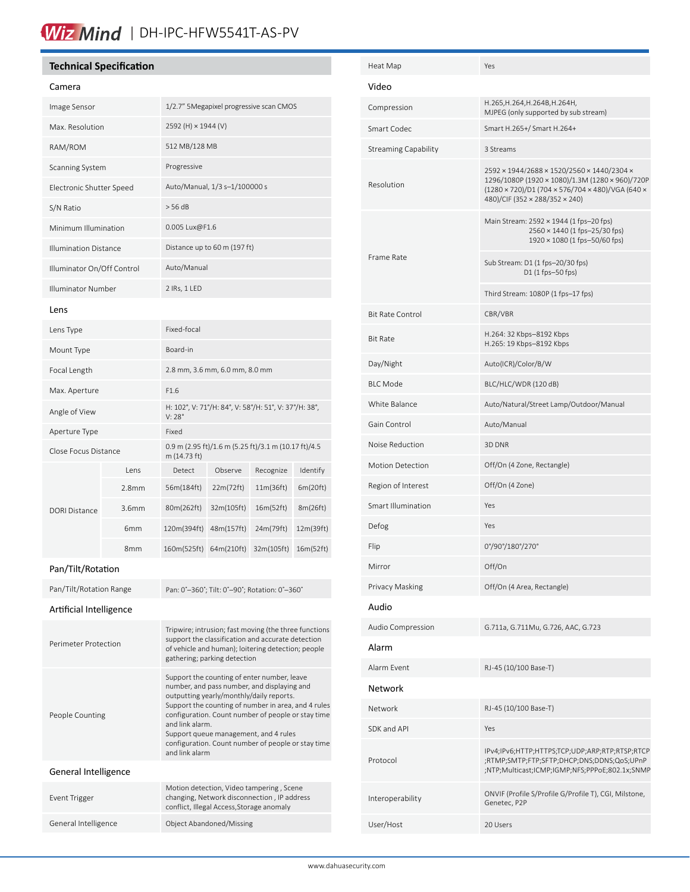# WizMind | DH-IPC-HFW5541T-AS-PV

## Technical Specification

### Camera

| | |
|---|---|
| Image Sensor | 1/2.7" 5Megapixel progressive scan CMOS |
| Max. Resolution | 2592 (H) × 1944 (V) |
| RAM/ROM | 512 MB/128 MB |
| Scanning System | Progressive |
| Electronic Shutter Speed | Auto/Manual, 1/3 s–1/100000 s |
| S/N Ratio | > 56 dB |
| Minimum Illumination | 0.005 Lux@F1.6 |
| Illumination Distance | Distance up to 60 m (197 ft) |
| Illuminator On/Off Control | Auto/Manual |
| Illuminator Number | 2 IRs, 1 LED |

### Lens

| | |
|---|---|
| Lens Type | Fixed-focal |
| Mount Type | Board-in |
| Focal Length | 2.8 mm, 3.6 mm, 6.0 mm, 8.0 mm |
| Max. Aperture | F1.6 |
| Angle of View | H: 102°, V: 71°/H: 84°, V: 58°/H: 51°, V: 37°/H: 38°, V: 28° |
| Aperture Type | Fixed |
| Close Focus Distance | 0.9 m (2.95 ft)/1.6 m (5.25 ft)/3.1 m (10.17 ft)/4.5 m (14.73 ft) |

| DORI Distance | Lens | Detect | Observe | Recognize | Identify |
|---|---|---|---|---|---|
| | 2.8mm | 56m(184ft) | 22m(72ft) | 11m(36ft) | 6m(20ft) |
| | 3.6mm | 80m(262ft) | 32m(105ft) | 16m(52ft) | 8m(26ft) |
| | 6mm | 120m(394ft) | 48m(157ft) | 24m(79ft) | 12m(39ft) |
| | 8mm | 160m(525ft) | 64m(210ft) | 32m(105ft) | 16m(52ft) |

### Pan/Tilt/Rotation

| | |
|---|---|
| Pan/Tilt/Rotation Range | Pan: 0°–360°; Tilt: 0°–90°; Rotation: 0°–360° |

### Artificial Intelligence

| | |
|---|---|
| Perimeter Protection | Tripwire; intrusion; fast moving (the three functions support the classification and accurate detection of vehicle and human); loitering detection; people gathering; parking detection |
| People Counting | Support the counting of enter number, leave number, and pass number, and displaying and outputting yearly/monthly/daily reports. Support the counting of number in area, and 4 rules configuration. Count number of people or stay time and link alarm. Support queue management, and 4 rules configuration. Count number of people or stay time and link alarm |

### General Intelligence

| | |
|---|---|
| Event Trigger | Motion detection, Video tampering , Scene changing, Network disconnection , IP address conflict, Illegal Access,Storage anomaly |
| General Intelligence | Object Abandoned/Missing |
| Heat Map | Yes |

### Video

| | |
|---|---|
| Compression | H.265,H.264,H.264B,H.264H, MJPEG (only supported by sub stream) |
| Smart Codec | Smart H.265+/ Smart H.264+ |
| Streaming Capability | 3 Streams |
| Resolution | 2592 × 1944/2688 × 1520/2560 × 1440/2304 × 1296/1080P (1920 × 1080)/1.3M (1280 × 960)/720P (1280 × 720)/D1 (704 × 576/704 × 480)/VGA (640 × 480)/CIF (352 × 288/352 × 240) |
| Frame Rate | Main Stream: 2592 × 1944 (1 fps–20 fps) 2560 × 1440 (1 fps–25/30 fps) 1920 × 1080 (1 fps–50/60 fps) |
| | Sub Stream: D1 (1 fps–20/30 fps) D1 (1 fps–50 fps) |
| | Third Stream: 1080P (1 fps–17 fps) |
| Bit Rate Control | CBR/VBR |
| Bit Rate | H.264: 32 Kbps–8192 Kbps H.265: 19 Kbps–8192 Kbps |
| Day/Night | Auto(ICR)/Color/B/W |
| BLC Mode | BLC/HLC/WDR (120 dB) |
| White Balance | Auto/Natural/Street Lamp/Outdoor/Manual |
| Gain Control | Auto/Manual |
| Noise Reduction | 3D DNR |
| Motion Detection | Off/On (4 Zone, Rectangle) |
| Region of Interest | Off/On (4 Zone) |
| Smart Illumination | Yes |
| Defog | Yes |
| Flip | 0°/90°/180°/270° |
| Mirror | Off/On |
| Privacy Masking | Off/On (4 Area, Rectangle) |

### Audio

| | |
|---|---|
| Audio Compression | G.711a, G.711Mu, G.726, AAC, G.723 |

### Alarm

| | |
|---|---|
| Alarm Event | RJ-45 (10/100 Base-T) |

### Network

| | |
|---|---|
| Network | RJ-45 (10/100 Base-T) |
| SDK and API | Yes |
| Protocol | IPv4;IPv6;HTTP;HTTPS;TCP;UDP;ARP;RTP;RTSP;RTCP;RTMP;SMTP;FTP;SFTP;DHCP;DNS;DDNS;QoS;UPnP;NTP;Multicast;ICMP;IGMP;NFS;PPPoE;802.1x;SNMP |
| Interoperability | ONVIF (Profile S/Profile G/Profile T), CGI, Milstone, Genetec, P2P |
| User/Host | 20 Users |

www.dahuasecurity.com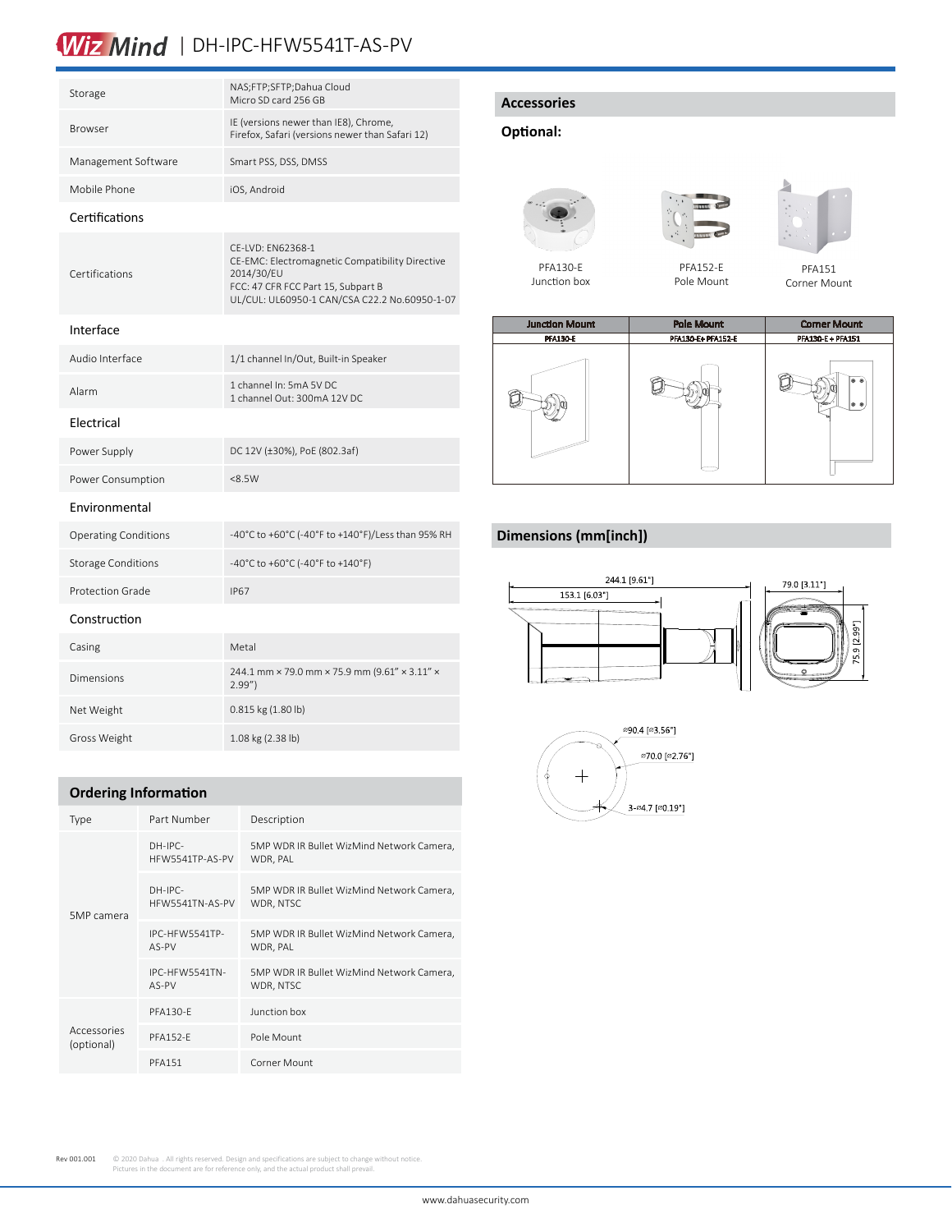| | |
|---|---|
| Storage | NAS;FTP;SFTP;Dahua Cloud<br>Micro SD card 256 GB |
| Browser | IE (versions newer than IE8), Chrome, Firefox, Safari (versions newer than Safari 12) |
| Management Software | Smart PSS, DSS, DMSS |
| Mobile Phone | iOS, Android |
| **Certifications** | |
| Certifications | CE-LVD: EN62368-1<br>CE-EMC: Electromagnetic Compatibility Directive 2014/30/EU<br>FCC: 47 CFR FCC Part 15, Subpart B<br>UL/CUL: UL60950-1 CAN/CSA C22.2 No.60950-1-07 |
| **Interface** | |
| Audio Interface | 1/1 channel In/Out, Built-in Speaker |
| Alarm | 1 channel In: 5mA 5V DC<br>1 channel Out: 300mA 12V DC |
| **Electrical** | |
| Power Supply | DC 12V (±30%), PoE (802.3af) |
| Power Consumption | <8.5W |
| **Environmental** | |
| Operating Conditions | -40°C to +60°C (-40°F to +140°F)/Less than 95% RH |
| Storage Conditions | -40°C to +60°C (-40°F to +140°F) |
| Protection Grade | IP67 |
| **Construction** | |
| Casing | Metal |
| Dimensions | 244.1 mm × 79.0 mm × 75.9 mm (9.61" × 3.11" × 2.99") |
| Net Weight | 0.815 kg (1.80 lb) |
| Gross Weight | 1.08 kg (2.38 lb) |

## Ordering Information

| Type | Part Number | Description |
|---|---|---|
| 5MP camera | DH-IPC-HFW5541TP-AS-PV | 5MP WDR IR Bullet WizMind Network Camera, WDR, PAL |
| | DH-IPC-HFW5541TN-AS-PV | 5MP WDR IR Bullet WizMind Network Camera, WDR, NTSC |
| | IPC-HFW5541TP-AS-PV | 5MP WDR IR Bullet WizMind Network Camera, WDR, PAL |
| | IPC-HFW5541TN-AS-PV | 5MP WDR IR Bullet WizMind Network Camera, WDR, NTSC |
| Accessories (optional) | PFA130-E | Junction box |
| | PFA152-E | Pole Mount |
| | PFA151 | Corner Mount |

## Accessories

### Optional:

PFA130-E
Junction box

PFA152-E
Pole Mount

PFA151
Corner Mount

| Junction Mount | Pole Mount | Corner Mount |
|---|---|---|
| PFA130-E | PFA130-E+ PFA152-E | PFA130-E + PFA151 |

## Dimensions (mm[inch])

244.1 [9.61"]
153.1 [6.03"]
79.0 [3.11"]
75.9 [2.99"]

⌀90.4 [⌀3.56"]
⌀70.0 [⌀2.76"]
3-⌀4.7 [⌀0.19"]

Rev 001.001 © 2020 Dahua . All rights reserved. Design and specifications are subject to change without notice. Pictures in the document are for reference only, and the actual product shall prevail.

www.dahuasecurity.com